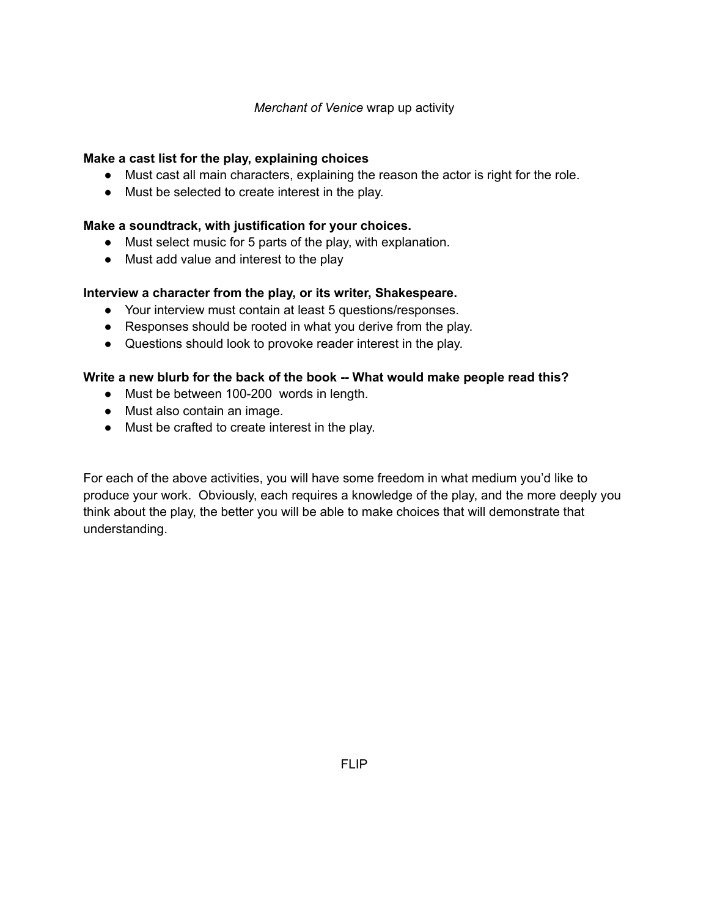*Merchant of Venice* wrap up activity

**Make a cast list for the play, explaining choices**

- Must cast all main characters, explaining the reason the actor is right for the role.
- Must be selected to create interest in the play.

**Make a soundtrack, with justification for your choices.**

- Must select music for 5 parts of the play, with explanation.
- Must add value and interest to the play

**Interview a character from the play, or its writer, Shakespeare.**

- Your interview must contain at least 5 questions/responses.
- Responses should be rooted in what you derive from the play.
- Questions should look to provoke reader interest in the play.

**Write a new blurb for the back of the book -- What would make people read this?**

- Must be between 100-200 words in length.
- Must also contain an image.
- Must be crafted to create interest in the play.

For each of the above activities, you will have some freedom in what medium you'd like to produce your work. Obviously, each requires a knowledge of the play, and the more deeply you think about the play, the better you will be able to make choices that will demonstrate that understanding.

FLIP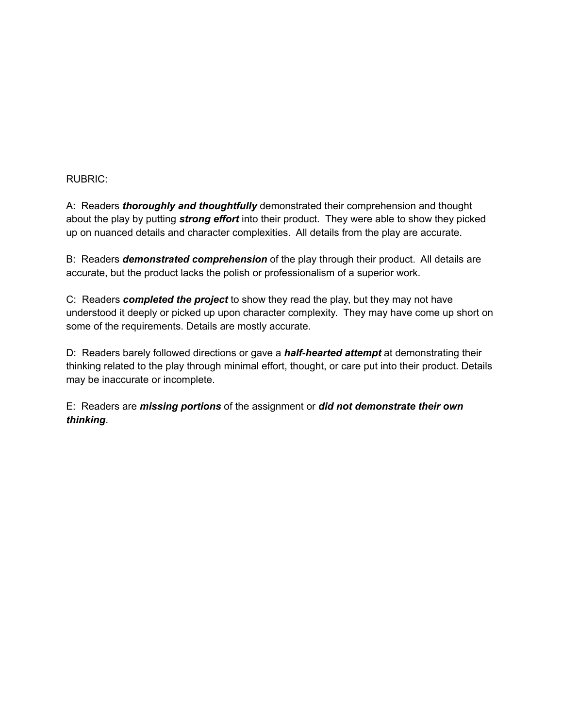RUBRIC:

A: Readers ***thoroughly and thoughtfully*** demonstrated their comprehension and thought about the play by putting ***strong effort*** into their product. They were able to show they picked up on nuanced details and character complexities. All details from the play are accurate.

B: Readers ***demonstrated comprehension*** of the play through their product. All details are accurate, but the product lacks the polish or professionalism of a superior work.

C: Readers ***completed the project*** to show they read the play, but they may not have understood it deeply or picked up upon character complexity. They may have come up short on some of the requirements. Details are mostly accurate.

D: Readers barely followed directions or gave a ***half-hearted attempt*** at demonstrating their thinking related to the play through minimal effort, thought, or care put into their product. Details may be inaccurate or incomplete.

E: Readers are ***missing portions*** of the assignment or ***did not demonstrate their own thinking***.